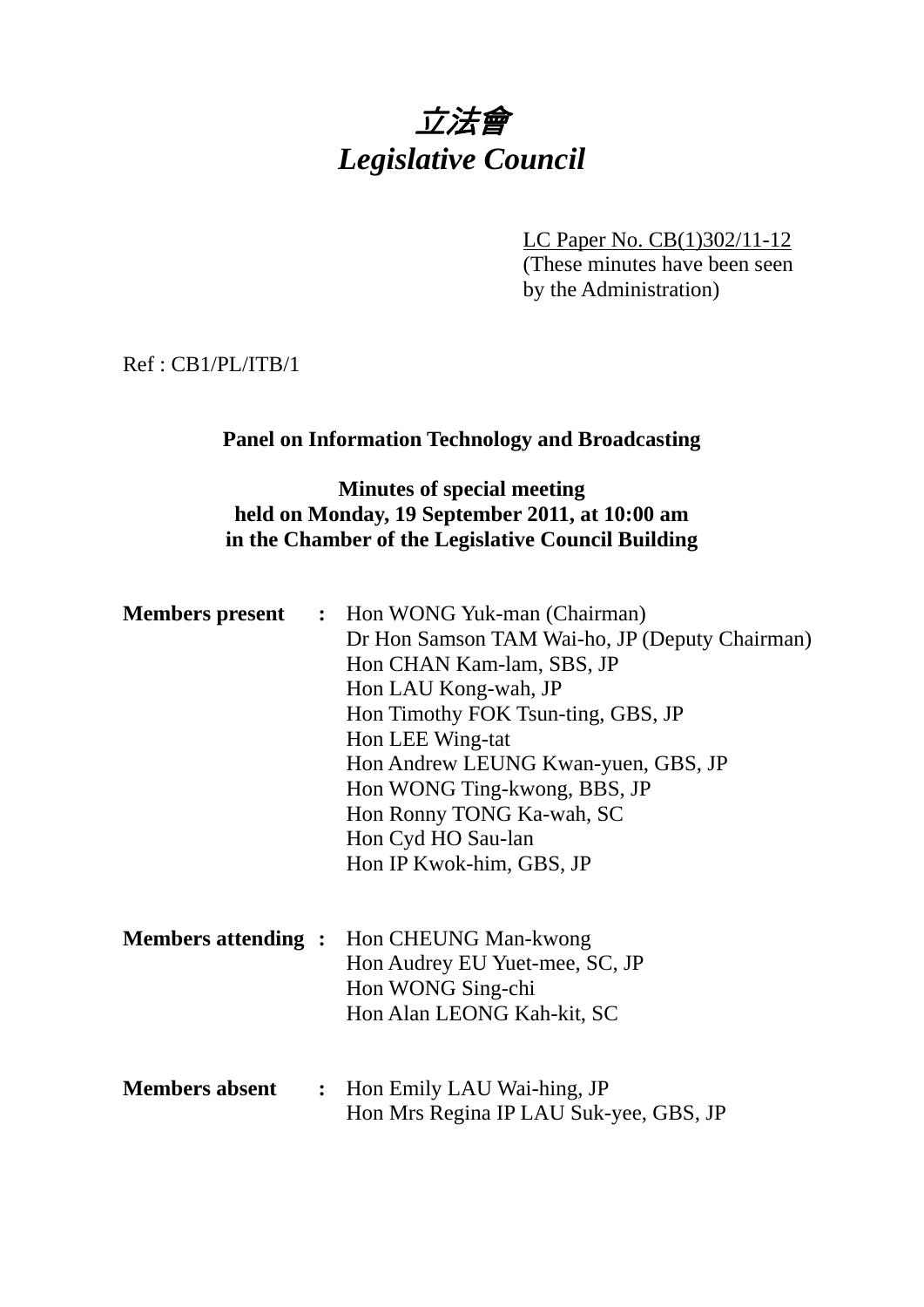# 立法會
# *Legislative Council*

LC Paper No. CB(1)302/11-12
(These minutes have been seen by the Administration)

Ref : CB1/PL/ITB/1

**Panel on Information Technology and Broadcasting**

**Minutes of special meeting held on Monday, 19 September 2011, at 10:00 am in the Chamber of the Legislative Council Building**

**Members present :**
Hon WONG Yuk-man (Chairman)
Dr Hon Samson TAM Wai-ho, JP (Deputy Chairman)
Hon CHAN Kam-lam, SBS, JP
Hon LAU Kong-wah, JP
Hon Timothy FOK Tsun-ting, GBS, JP
Hon LEE Wing-tat
Hon Andrew LEUNG Kwan-yuen, GBS, JP
Hon WONG Ting-kwong, BBS, JP
Hon Ronny TONG Ka-wah, SC
Hon Cyd HO Sau-lan
Hon IP Kwok-him, GBS, JP

**Members attending :**
Hon CHEUNG Man-kwong
Hon Audrey EU Yuet-mee, SC, JP
Hon WONG Sing-chi
Hon Alan LEONG Kah-kit, SC

**Members absent :**
Hon Emily LAU Wai-hing, JP
Hon Mrs Regina IP LAU Suk-yee, GBS, JP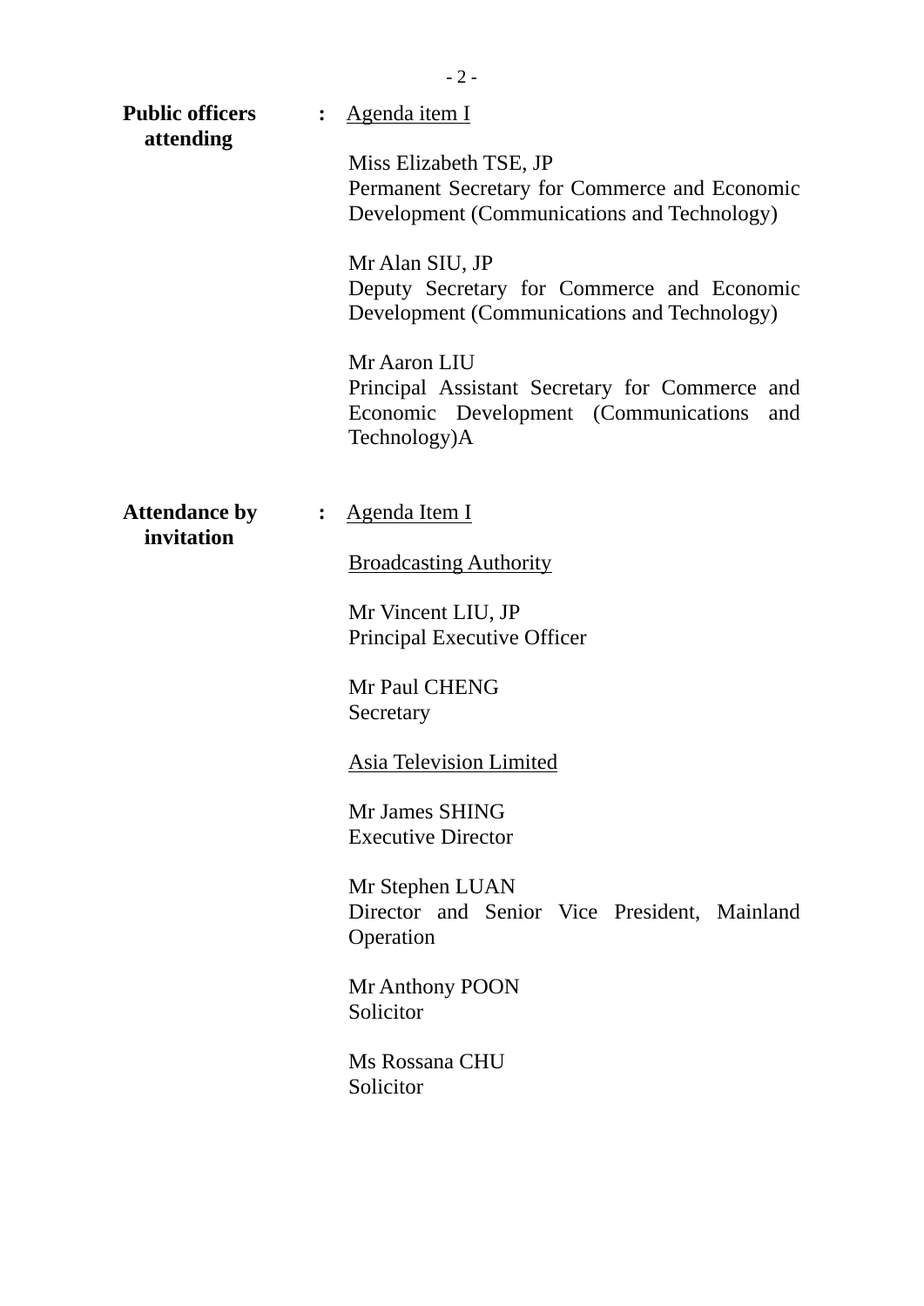**Public officers attending** : <u>Agenda item I</u>

Miss Elizabeth TSE, JP
Permanent Secretary for Commerce and Economic Development (Communications and Technology)

Mr Alan SIU, JP
Deputy Secretary for Commerce and Economic Development (Communications and Technology)

Mr Aaron LIU
Principal Assistant Secretary for Commerce and Economic Development (Communications and Technology)A

**Attendance by invitation** : <u>Agenda Item I</u>

<u>Broadcasting Authority</u>

Mr Vincent LIU, JP
Principal Executive Officer

Mr Paul CHENG
Secretary

<u>Asia Television Limited</u>

Mr James SHING
Executive Director

Mr Stephen LUAN
Director and Senior Vice President, Mainland Operation

Mr Anthony POON
Solicitor

Ms Rossana CHU
Solicitor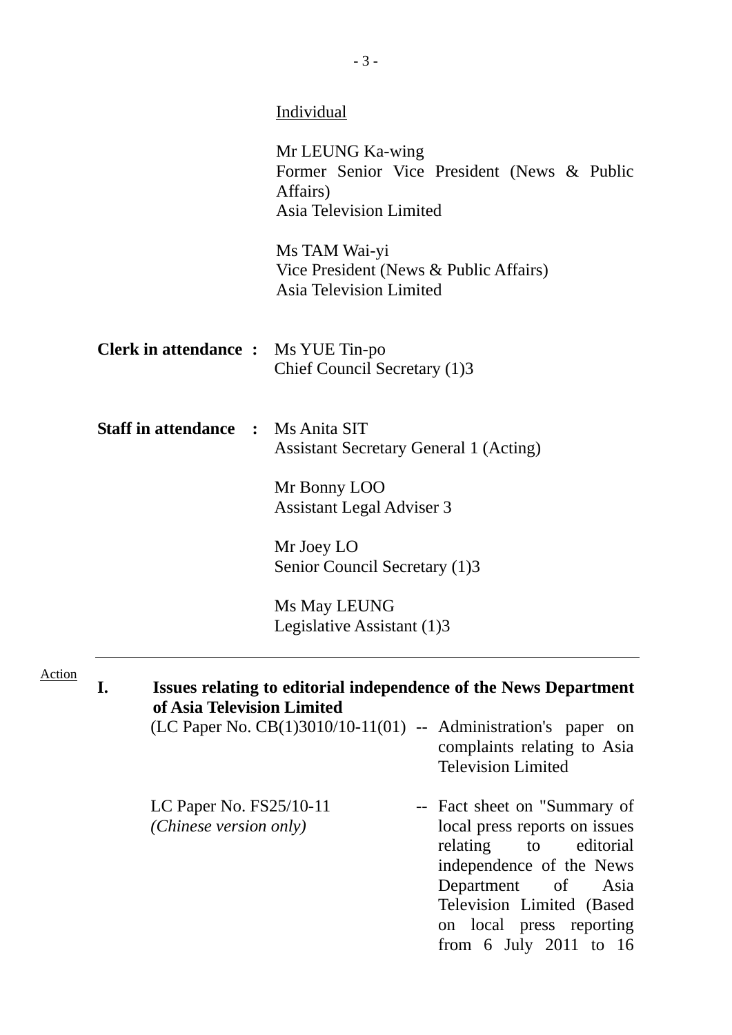Individual

Mr LEUNG Ka-wing
Former Senior Vice President (News & Public Affairs)
Asia Television Limited

Ms TAM Wai-yi
Vice President (News & Public Affairs)
Asia Television Limited

**Clerk in attendance :** Ms YUE Tin-po
Chief Council Secretary (1)3

**Staff in attendance :** Ms Anita SIT
Assistant Secretary General 1 (Acting)

Mr Bonny LOO
Assistant Legal Adviser 3

Mr Joey LO
Senior Council Secretary (1)3

Ms May LEUNG
Legislative Assistant (1)3

---

Action

**I. Issues relating to editorial independence of the News Department of Asia Television Limited**

(LC Paper No. CB(1)3010/10-11(01) -- Administration's paper on complaints relating to Asia Television Limited

LC Paper No. FS25/10-11 *(Chinese version only)* -- Fact sheet on "Summary of local press reports on issues relating to editorial independence of the News Department of Asia Television Limited (Based on local press reporting from 6 July 2011 to 16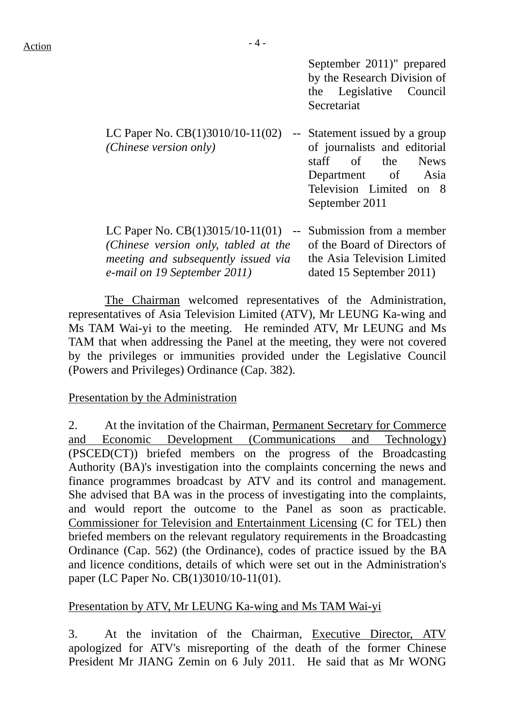Action

| | | |
|---|---|---|
| | | September 2011)" prepared by the Research Division of the Legislative Council Secretariat |
| LC Paper No. CB(1)3010/10-11(02) *(Chinese version only)* | -- | Statement issued by a group of journalists and editorial staff of the News Department of Asia Television Limited on 8 September 2011 |
| LC Paper No. CB(1)3015/10-11(01) *(Chinese version only, tabled at the meeting and subsequently issued via e-mail on 19 September 2011)* | -- | Submission from a member of the Board of Directors of the Asia Television Limited dated 15 September 2011) |

The Chairman welcomed representatives of the Administration, representatives of Asia Television Limited (ATV), Mr LEUNG Ka-wing and Ms TAM Wai-yi to the meeting. He reminded ATV, Mr LEUNG and Ms TAM that when addressing the Panel at the meeting, they were not covered by the privileges or immunities provided under the Legislative Council (Powers and Privileges) Ordinance (Cap. 382).

Presentation by the Administration

2. At the invitation of the Chairman, Permanent Secretary for Commerce and Economic Development (Communications and Technology) (PSCED(CT)) briefed members on the progress of the Broadcasting Authority (BA)'s investigation into the complaints concerning the news and finance programmes broadcast by ATV and its control and management. She advised that BA was in the process of investigating into the complaints, and would report the outcome to the Panel as soon as practicable. Commissioner for Television and Entertainment Licensing (C for TEL) then briefed members on the relevant regulatory requirements in the Broadcasting Ordinance (Cap. 562) (the Ordinance), codes of practice issued by the BA and licence conditions, details of which were set out in the Administration's paper (LC Paper No. CB(1)3010/10-11(01).

Presentation by ATV, Mr LEUNG Ka-wing and Ms TAM Wai-yi

3. At the invitation of the Chairman, Executive Director, ATV apologized for ATV's misreporting of the death of the former Chinese President Mr JIANG Zemin on 6 July 2011. He said that as Mr WONG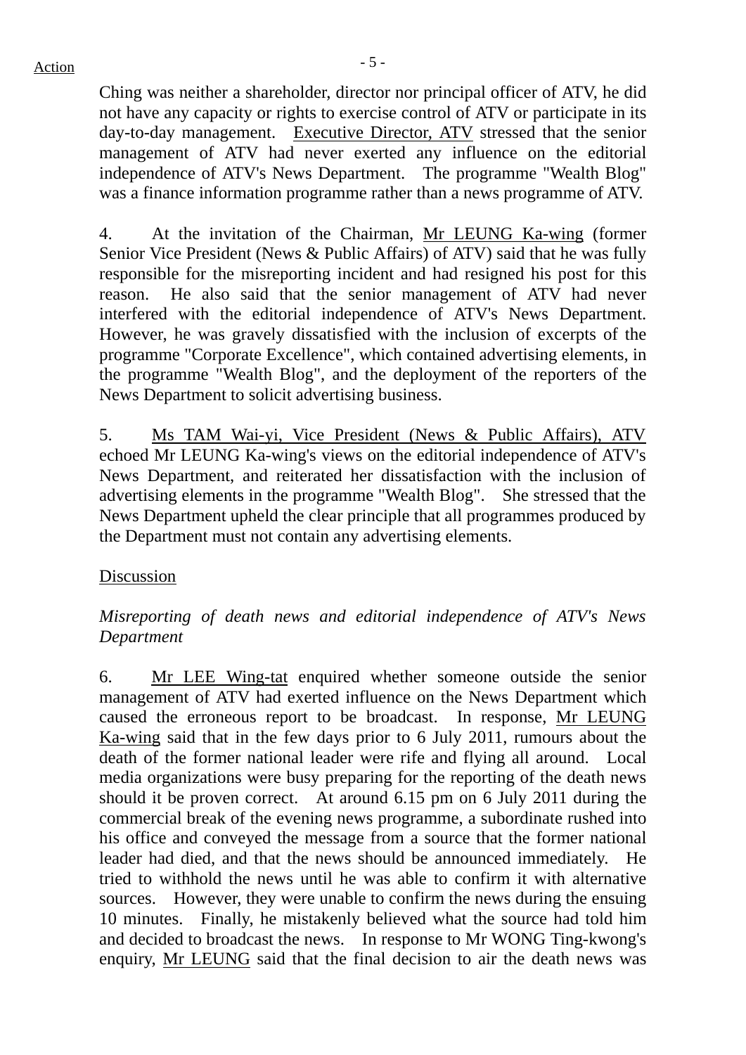Ching was neither a shareholder, director nor principal officer of ATV, he did not have any capacity or rights to exercise control of ATV or participate in its day-to-day management. Executive Director, ATV stressed that the senior management of ATV had never exerted any influence on the editorial independence of ATV's News Department. The programme "Wealth Blog" was a finance information programme rather than a news programme of ATV.

4. At the invitation of the Chairman, Mr LEUNG Ka-wing (former Senior Vice President (News & Public Affairs) of ATV) said that he was fully responsible for the misreporting incident and had resigned his post for this reason. He also said that the senior management of ATV had never interfered with the editorial independence of ATV's News Department. However, he was gravely dissatisfied with the inclusion of excerpts of the programme "Corporate Excellence", which contained advertising elements, in the programme "Wealth Blog", and the deployment of the reporters of the News Department to solicit advertising business.

5. Ms TAM Wai-yi, Vice President (News & Public Affairs), ATV echoed Mr LEUNG Ka-wing's views on the editorial independence of ATV's News Department, and reiterated her dissatisfaction with the inclusion of advertising elements in the programme "Wealth Blog". She stressed that the News Department upheld the clear principle that all programmes produced by the Department must not contain any advertising elements.

Discussion

*Misreporting of death news and editorial independence of ATV's News Department*

6. Mr LEE Wing-tat enquired whether someone outside the senior management of ATV had exerted influence on the News Department which caused the erroneous report to be broadcast. In response, Mr LEUNG Ka-wing said that in the few days prior to 6 July 2011, rumours about the death of the former national leader were rife and flying all around. Local media organizations were busy preparing for the reporting of the death news should it be proven correct. At around 6.15 pm on 6 July 2011 during the commercial break of the evening news programme, a subordinate rushed into his office and conveyed the message from a source that the former national leader had died, and that the news should be announced immediately. He tried to withhold the news until he was able to confirm it with alternative sources. However, they were unable to confirm the news during the ensuing 10 minutes. Finally, he mistakenly believed what the source had told him and decided to broadcast the news. In response to Mr WONG Ting-kwong's enquiry, Mr LEUNG said that the final decision to air the death news was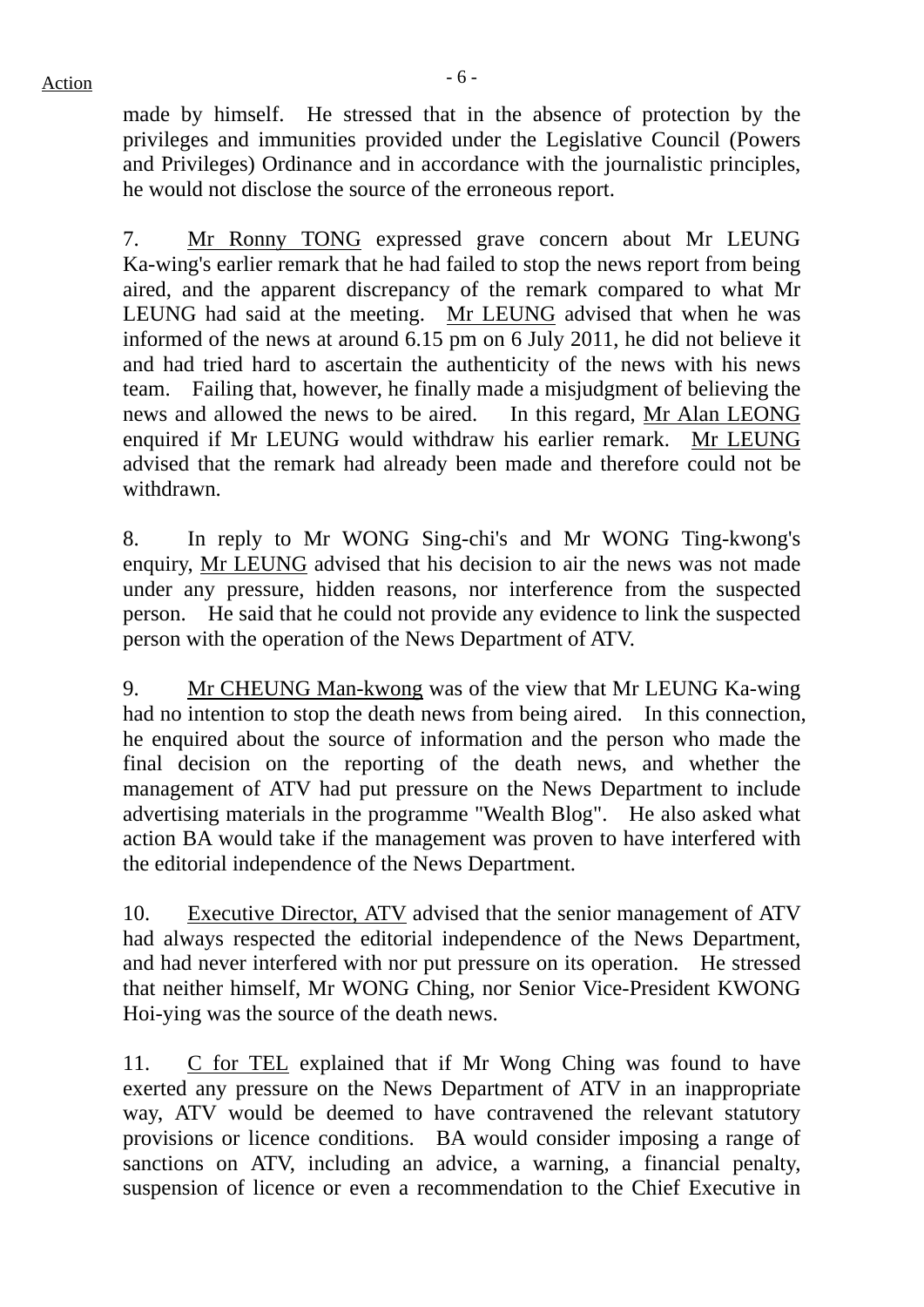made by himself. He stressed that in the absence of protection by the privileges and immunities provided under the Legislative Council (Powers and Privileges) Ordinance and in accordance with the journalistic principles, he would not disclose the source of the erroneous report.

7. Mr Ronny TONG expressed grave concern about Mr LEUNG Ka-wing's earlier remark that he had failed to stop the news report from being aired, and the apparent discrepancy of the remark compared to what Mr LEUNG had said at the meeting. Mr LEUNG advised that when he was informed of the news at around 6.15 pm on 6 July 2011, he did not believe it and had tried hard to ascertain the authenticity of the news with his news team. Failing that, however, he finally made a misjudgment of believing the news and allowed the news to be aired. In this regard, Mr Alan LEONG enquired if Mr LEUNG would withdraw his earlier remark. Mr LEUNG advised that the remark had already been made and therefore could not be withdrawn.

8. In reply to Mr WONG Sing-chi's and Mr WONG Ting-kwong's enquiry, Mr LEUNG advised that his decision to air the news was not made under any pressure, hidden reasons, nor interference from the suspected person. He said that he could not provide any evidence to link the suspected person with the operation of the News Department of ATV.

9. Mr CHEUNG Man-kwong was of the view that Mr LEUNG Ka-wing had no intention to stop the death news from being aired. In this connection, he enquired about the source of information and the person who made the final decision on the reporting of the death news, and whether the management of ATV had put pressure on the News Department to include advertising materials in the programme "Wealth Blog". He also asked what action BA would take if the management was proven to have interfered with the editorial independence of the News Department.

10. Executive Director, ATV advised that the senior management of ATV had always respected the editorial independence of the News Department, and had never interfered with nor put pressure on its operation. He stressed that neither himself, Mr WONG Ching, nor Senior Vice-President KWONG Hoi-ying was the source of the death news.

11. C for TEL explained that if Mr Wong Ching was found to have exerted any pressure on the News Department of ATV in an inappropriate way, ATV would be deemed to have contravened the relevant statutory provisions or licence conditions. BA would consider imposing a range of sanctions on ATV, including an advice, a warning, a financial penalty, suspension of licence or even a recommendation to the Chief Executive in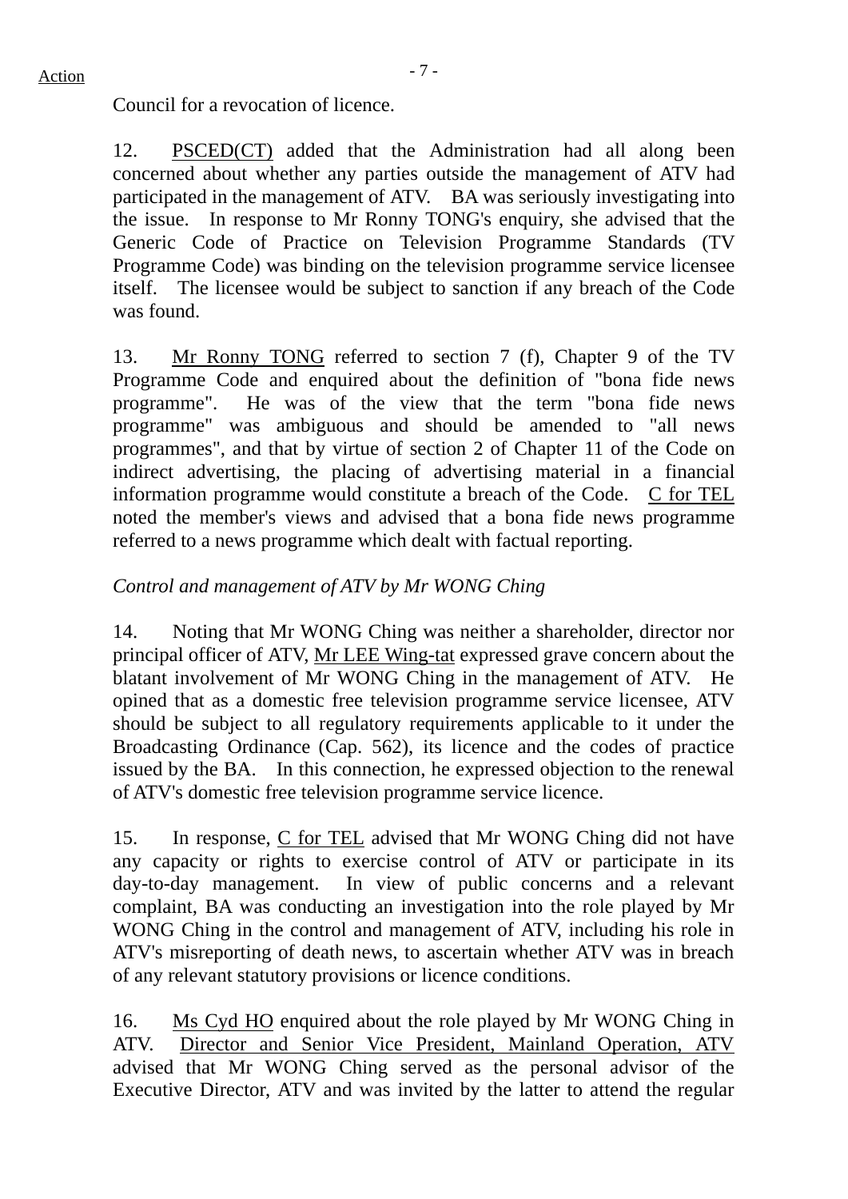Council for a revocation of licence.

12. PSCED(CT) added that the Administration had all along been concerned about whether any parties outside the management of ATV had participated in the management of ATV. BA was seriously investigating into the issue. In response to Mr Ronny TONG's enquiry, she advised that the Generic Code of Practice on Television Programme Standards (TV Programme Code) was binding on the television programme service licensee itself. The licensee would be subject to sanction if any breach of the Code was found.

13. Mr Ronny TONG referred to section 7 (f), Chapter 9 of the TV Programme Code and enquired about the definition of "bona fide news programme". He was of the view that the term "bona fide news programme" was ambiguous and should be amended to "all news programmes", and that by virtue of section 2 of Chapter 11 of the Code on indirect advertising, the placing of advertising material in a financial information programme would constitute a breach of the Code. C for TEL noted the member's views and advised that a bona fide news programme referred to a news programme which dealt with factual reporting.

*Control and management of ATV by Mr WONG Ching*

14. Noting that Mr WONG Ching was neither a shareholder, director nor principal officer of ATV, Mr LEE Wing-tat expressed grave concern about the blatant involvement of Mr WONG Ching in the management of ATV. He opined that as a domestic free television programme service licensee, ATV should be subject to all regulatory requirements applicable to it under the Broadcasting Ordinance (Cap. 562), its licence and the codes of practice issued by the BA. In this connection, he expressed objection to the renewal of ATV's domestic free television programme service licence.

15. In response, C for TEL advised that Mr WONG Ching did not have any capacity or rights to exercise control of ATV or participate in its day-to-day management. In view of public concerns and a relevant complaint, BA was conducting an investigation into the role played by Mr WONG Ching in the control and management of ATV, including his role in ATV's misreporting of death news, to ascertain whether ATV was in breach of any relevant statutory provisions or licence conditions.

16. Ms Cyd HO enquired about the role played by Mr WONG Ching in ATV. Director and Senior Vice President, Mainland Operation, ATV advised that Mr WONG Ching served as the personal advisor of the Executive Director, ATV and was invited by the latter to attend the regular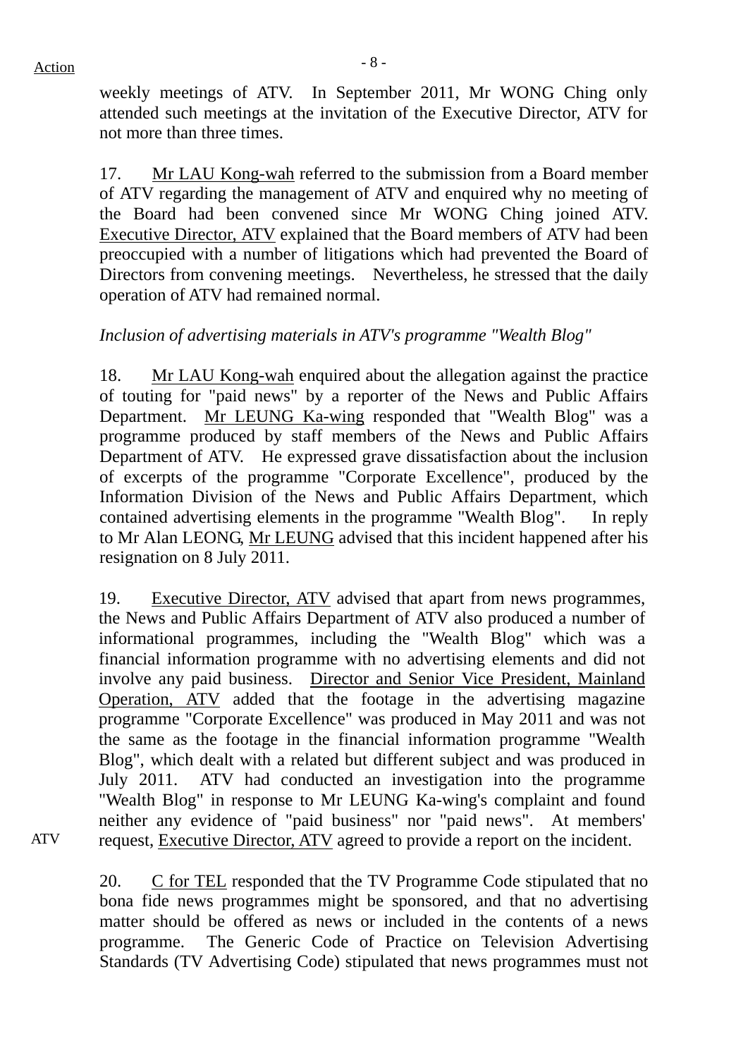weekly meetings of ATV. In September 2011, Mr WONG Ching only attended such meetings at the invitation of the Executive Director, ATV for not more than three times.

17. Mr LAU Kong-wah referred to the submission from a Board member of ATV regarding the management of ATV and enquired why no meeting of the Board had been convened since Mr WONG Ching joined ATV. Executive Director, ATV explained that the Board members of ATV had been preoccupied with a number of litigations which had prevented the Board of Directors from convening meetings. Nevertheless, he stressed that the daily operation of ATV had remained normal.

*Inclusion of advertising materials in ATV's programme "Wealth Blog"*

18. Mr LAU Kong-wah enquired about the allegation against the practice of touting for "paid news" by a reporter of the News and Public Affairs Department. Mr LEUNG Ka-wing responded that "Wealth Blog" was a programme produced by staff members of the News and Public Affairs Department of ATV. He expressed grave dissatisfaction about the inclusion of excerpts of the programme "Corporate Excellence", produced by the Information Division of the News and Public Affairs Department, which contained advertising elements in the programme "Wealth Blog". In reply to Mr Alan LEONG, Mr LEUNG advised that this incident happened after his resignation on 8 July 2011.

19. Executive Director, ATV advised that apart from news programmes, the News and Public Affairs Department of ATV also produced a number of informational programmes, including the "Wealth Blog" which was a financial information programme with no advertising elements and did not involve any paid business. Director and Senior Vice President, Mainland Operation, ATV added that the footage in the advertising magazine programme "Corporate Excellence" was produced in May 2011 and was not the same as the footage in the financial information programme "Wealth Blog", which dealt with a related but different subject and was produced in July 2011. ATV had conducted an investigation into the programme "Wealth Blog" in response to Mr LEUNG Ka-wing's complaint and found neither any evidence of "paid business" nor "paid news". At members' request, Executive Director, ATV agreed to provide a report on the incident.

Action: ATV

20. C for TEL responded that the TV Programme Code stipulated that no bona fide news programmes might be sponsored, and that no advertising matter should be offered as news or included in the contents of a news programme. The Generic Code of Practice on Television Advertising Standards (TV Advertising Code) stipulated that news programmes must not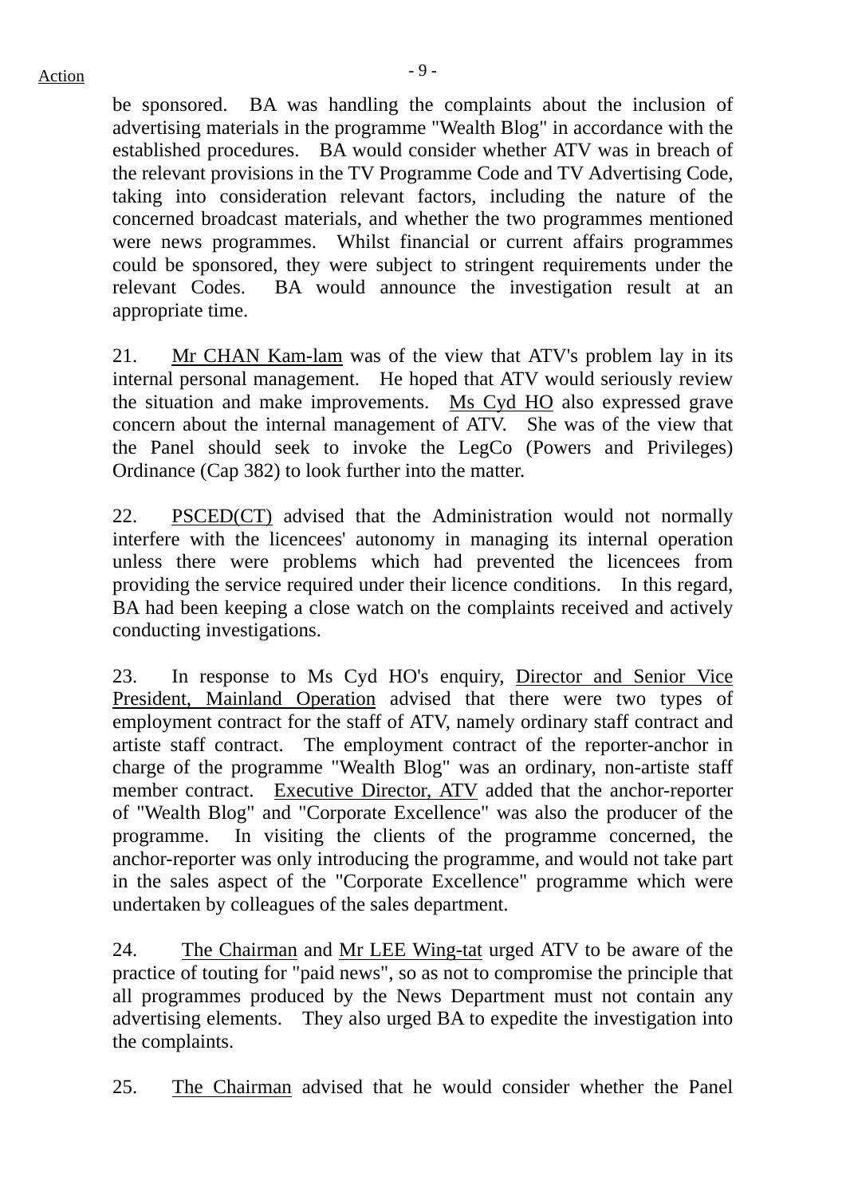be sponsored. BA was handling the complaints about the inclusion of advertising materials in the programme "Wealth Blog" in accordance with the established procedures. BA would consider whether ATV was in breach of the relevant provisions in the TV Programme Code and TV Advertising Code, taking into consideration relevant factors, including the nature of the concerned broadcast materials, and whether the two programmes mentioned were news programmes. Whilst financial or current affairs programmes could be sponsored, they were subject to stringent requirements under the relevant Codes. BA would announce the investigation result at an appropriate time.

21. Mr CHAN Kam-lam was of the view that ATV's problem lay in its internal personal management. He hoped that ATV would seriously review the situation and make improvements. Ms Cyd HO also expressed grave concern about the internal management of ATV. She was of the view that the Panel should seek to invoke the LegCo (Powers and Privileges) Ordinance (Cap 382) to look further into the matter.

22. PSCED(CT) advised that the Administration would not normally interfere with the licencees' autonomy in managing its internal operation unless there were problems which had prevented the licencees from providing the service required under their licence conditions. In this regard, BA had been keeping a close watch on the complaints received and actively conducting investigations.

23. In response to Ms Cyd HO's enquiry, Director and Senior Vice President, Mainland Operation advised that there were two types of employment contract for the staff of ATV, namely ordinary staff contract and artiste staff contract. The employment contract of the reporter-anchor in charge of the programme "Wealth Blog" was an ordinary, non-artiste staff member contract. Executive Director, ATV added that the anchor-reporter of "Wealth Blog" and "Corporate Excellence" was also the producer of the programme. In visiting the clients of the programme concerned, the anchor-reporter was only introducing the programme, and would not take part in the sales aspect of the "Corporate Excellence" programme which were undertaken by colleagues of the sales department.

24. The Chairman and Mr LEE Wing-tat urged ATV to be aware of the practice of touting for "paid news", so as not to compromise the principle that all programmes produced by the News Department must not contain any advertising elements. They also urged BA to expedite the investigation into the complaints.

25. The Chairman advised that he would consider whether the Panel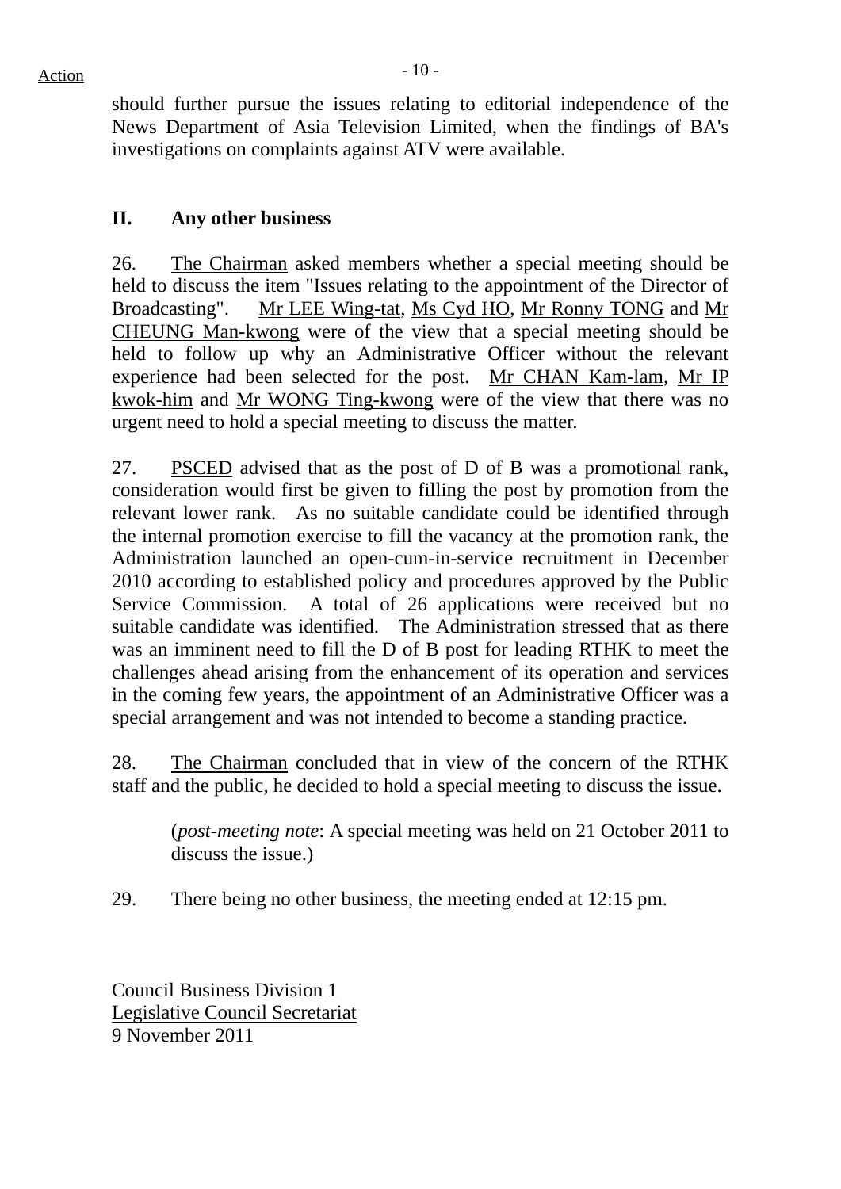should further pursue the issues relating to editorial independence of the News Department of Asia Television Limited, when the findings of BA's investigations on complaints against ATV were available.

## II. Any other business

26. The Chairman asked members whether a special meeting should be held to discuss the item "Issues relating to the appointment of the Director of Broadcasting". Mr LEE Wing-tat, Ms Cyd HO, Mr Ronny TONG and Mr CHEUNG Man-kwong were of the view that a special meeting should be held to follow up why an Administrative Officer without the relevant experience had been selected for the post. Mr CHAN Kam-lam, Mr IP kwok-him and Mr WONG Ting-kwong were of the view that there was no urgent need to hold a special meeting to discuss the matter.

27. PSCED advised that as the post of D of B was a promotional rank, consideration would first be given to filling the post by promotion from the relevant lower rank. As no suitable candidate could be identified through the internal promotion exercise to fill the vacancy at the promotion rank, the Administration launched an open-cum-in-service recruitment in December 2010 according to established policy and procedures approved by the Public Service Commission. A total of 26 applications were received but no suitable candidate was identified. The Administration stressed that as there was an imminent need to fill the D of B post for leading RTHK to meet the challenges ahead arising from the enhancement of its operation and services in the coming few years, the appointment of an Administrative Officer was a special arrangement and was not intended to become a standing practice.

28. The Chairman concluded that in view of the concern of the RTHK staff and the public, he decided to hold a special meeting to discuss the issue.

> (*post-meeting note*: A special meeting was held on 21 October 2011 to discuss the issue.)

29. There being no other business, the meeting ended at 12:15 pm.

Council Business Division 1
Legislative Council Secretariat
9 November 2011